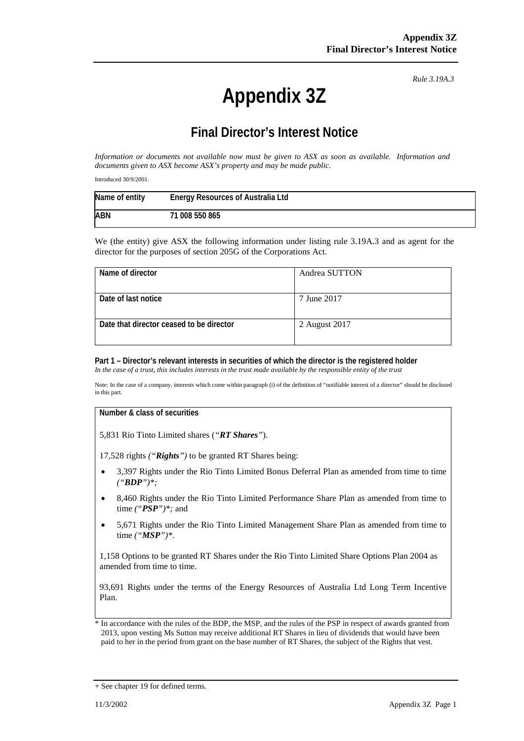*Rule 3.19A.3*

# Appendix 3Z

## Final Director's Interest Notice

*Information or documents not available now must be given to ASX as soon as available. Information and documents given to ASX become ASX's property and may be made public.*

Introduced 30/9/2001.

| Name of entity | Energy Resources of Australia Ltd |
|---|---|
| ABN | 71 008 550 865 |

We (the entity) give ASX the following information under listing rule 3.19A.3 and as agent for the director for the purposes of section 205G of the Corporations Act.

| Name of director | Andrea SUTTON |
|---|---|
| Date of last notice | 7 June 2017 |
| Date that director ceased to be director | 2 August 2017 |

**Part 1 – Director's relevant interests in securities of which the director is the registered holder**
*In the case of a trust, this includes interests in the trust made available by the responsible entity of the trust*

Note: In the case of a company, interests which come within paragraph (i) of the definition of "notifiable interest of a director" should be disclosed in this part.

**Number & class of securities**

5,831 Rio Tinto Limited shares (*"**RT Shares**"*).

17,528 rights *("**Rights**")* to be granted RT Shares being:

- 3,397 Rights under the Rio Tinto Limited Bonus Deferral Plan as amended from time to time *("**BDP**")*;*
- 8,460 Rights under the Rio Tinto Limited Performance Share Plan as amended from time to time *("**PSP**")*;* and
- 5,671 Rights under the Rio Tinto Limited Management Share Plan as amended from time to time *("**MSP**")*.*

1,158 Options to be granted RT Shares under the Rio Tinto Limited Share Options Plan 2004 as amended from time to time.

93,691 Rights under the terms of the Energy Resources of Australia Ltd Long Term Incentive Plan.

\* In accordance with the rules of the BDP, the MSP, and the rules of the PSP in respect of awards granted from 2013, upon vesting Ms Sutton may receive additional RT Shares in lieu of dividends that would have been paid to her in the period from grant on the base number of RT Shares, the subject of the Rights that vest.

+ See chapter 19 for defined terms.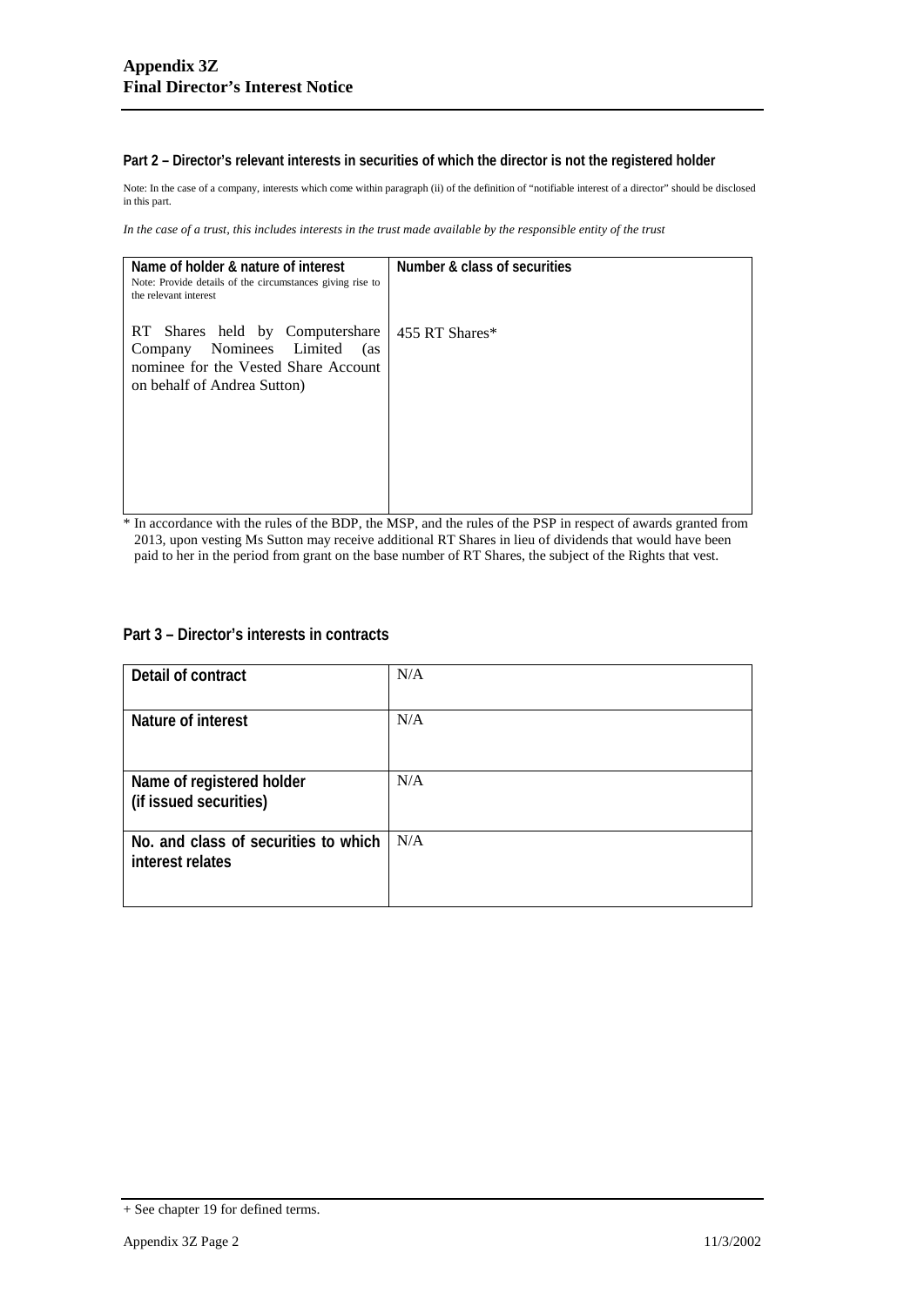# Appendix 3Z
## Final Director's Interest Notice

### Part 2 – Director's relevant interests in securities of which the director is not the registered holder

Note: In the case of a company, interests which come within paragraph (ii) of the definition of "notifiable interest of a director" should be disclosed in this part.

*In the case of a trust, this includes interests in the trust made available by the responsible entity of the trust*

| Name of holder & nature of interest<br>Note: Provide details of the circumstances giving rise to the relevant interest | Number & class of securities |
|---|---|
| RT Shares held by Computershare Company Nominees Limited (as nominee for the Vested Share Account on behalf of Andrea Sutton) | 455 RT Shares* |

\* In accordance with the rules of the BDP, the MSP, and the rules of the PSP in respect of awards granted from 2013, upon vesting Ms Sutton may receive additional RT Shares in lieu of dividends that would have been paid to her in the period from grant on the base number of RT Shares, the subject of the Rights that vest.

### Part 3 – Director's interests in contracts

| | |
|---|---|
| **Detail of contract** | N/A |
| **Nature of interest** | N/A |
| **Name of registered holder (if issued securities)** | N/A |
| **No. and class of securities to which interest relates** | N/A |

+ See chapter 19 for defined terms.